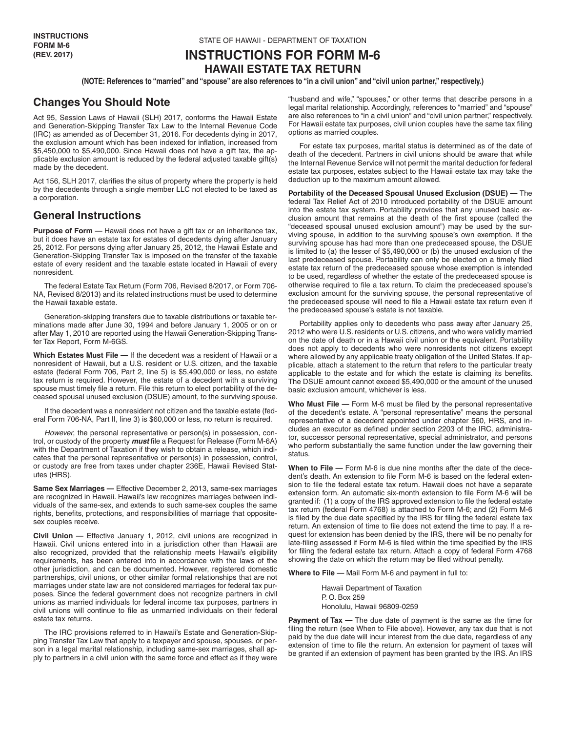INSTRUCTIONS
FORM M-6
(REV. 2017)

STATE OF HAWAII - DEPARTMENT OF TAXATION

# INSTRUCTIONS FOR FORM M-6
## HAWAII ESTATE TAX RETURN

**(NOTE: References to "married" and "spouse" are also references to "in a civil union" and "civil union partner," respectively.)**

## Changes You Should Note

Act 95, Session Laws of Hawaii (SLH) 2017, conforms the Hawaii Estate and Generation-Skipping Transfer Tax Law to the Internal Revenue Code (IRC) as amended as of December 31, 2016. For decedents dying in 2017, the exclusion amount which has been indexed for inflation, increased from $5,450,000 to $5,490,000. Since Hawaii does not have a gift tax, the applicable exclusion amount is reduced by the federal adjusted taxable gift(s) made by the decedent.

Act 156, SLH 2017, clarifies the situs of property where the property is held by the decedents through a single member LLC not elected to be taxed as a corporation.

## General Instructions

**Purpose of Form —** Hawaii does not have a gift tax or an inheritance tax, but it does have an estate tax for estates of decedents dying after January 25, 2012. For persons dying after January 25, 2012, the Hawaii Estate and Generation-Skipping Transfer Tax is imposed on the transfer of the taxable estate of every resident and the taxable estate located in Hawaii of every nonresident.

The federal Estate Tax Return (Form 706, Revised 8/2017, or Form 706-NA, Revised 8/2013) and its related instructions must be used to determine the Hawaii taxable estate.

Generation-skipping transfers due to taxable distributions or taxable terminations made after June 30, 1994 and before January 1, 2005 or on or after May 1, 2010 are reported using the Hawaii Generation-Skipping Transfer Tax Report, Form M-6GS.

**Which Estates Must File —** If the decedent was a resident of Hawaii or a nonresident of Hawaii, but a U.S. resident or U.S. citizen, and the taxable estate (federal Form 706, Part 2, line 5) is $5,490,000 or less, no estate tax return is required. However, the estate of a decedent with a surviving spouse must timely file a return. File this return to elect portability of the deceased spousal unused exclusion (DSUE) amount, to the surviving spouse.

If the decedent was a nonresident not citizen and the taxable estate (federal Form 706-NA, Part II, line 3) is $60,000 or less, no return is required.

*However*, the personal representative or person(s) in possession, control, or custody of the property ***must*** file a Request for Release (Form M-6A) with the Department of Taxation if they wish to obtain a release, which indicates that the personal representative or person(s) in possession, control, or custody are free from taxes under chapter 236E, Hawaii Revised Statutes (HRS).

**Same Sex Marriages —** Effective December 2, 2013, same-sex marriages are recognized in Hawaii. Hawaii's law recognizes marriages between individuals of the same-sex, and extends to such same-sex couples the same rights, benefits, protections, and responsibilities of marriage that opposite-sex couples receive.

**Civil Union —** Effective January 1, 2012, civil unions are recognized in Hawaii. Civil unions entered into in a jurisdiction other than Hawaii are also recognized, provided that the relationship meets Hawaii's eligibility requirements, has been entered into in accordance with the laws of the other jurisdiction, and can be documented. However, registered domestic partnerships, civil unions, or other similar formal relationships that are not marriages under state law are not considered marriages for federal tax purposes. Since the federal government does not recognize partners in civil unions as married individuals for federal income tax purposes, partners in civil unions will continue to file as unmarried individuals on their federal estate tax returns.

The IRC provisions referred to in Hawaii's Estate and Generation-Skipping Transfer Tax Law that apply to a taxpayer and spouse, spouses, or person in a legal marital relationship, including same-sex marriages, shall apply to partners in a civil union with the same force and effect as if they were "husband and wife," "spouses," or other terms that describe persons in a legal marital relationship. Accordingly, references to "married" and "spouse" are also references to "in a civil union" and "civil union partner," respectively. For Hawaii estate tax purposes, civil union couples have the same tax filing options as married couples.

For estate tax purposes, marital status is determined as of the date of death of the decedent. Partners in civil unions should be aware that while the Internal Revenue Service will not permit the marital deduction for federal estate tax purposes, estates subject to the Hawaii estate tax may take the deduction up to the maximum amount allowed.

**Portability of the Deceased Spousal Unused Exclusion (DSUE) —** The federal Tax Relief Act of 2010 introduced portability of the DSUE amount into the estate tax system. Portability provides that any unused basic exclusion amount that remains at the death of the first spouse (called the "deceased spousal unused exclusion amount") may be used by the surviving spouse, in addition to the surviving spouse's own exemption. If the surviving spouse has had more than one predeceased spouse, the DSUE is limited to (a) the lesser of $5,490,000 or (b) the unused exclusion of the last predeceased spouse. Portability can only be elected on a timely filed estate tax return of the predeceased spouse whose exemption is intended to be used, regardless of whether the estate of the predeceased spouse is otherwise required to file a tax return. To claim the predeceased spouse's exclusion amount for the surviving spouse, the personal representative of the predeceased spouse will need to file a Hawaii estate tax return even if the predeceased spouse's estate is not taxable.

Portability applies only to decedents who pass away after January 25, 2012 who were U.S. residents or U.S. citizens, and who were validly married on the date of death or in a Hawaii civil union or the equivalent. Portability does not apply to decedents who were nonresidents not citizens except where allowed by any applicable treaty obligation of the United States. If applicable, attach a statement to the return that refers to the particular treaty applicable to the estate and for which the estate is claiming its benefits. The DSUE amount cannot exceed $5,490,000 or the amount of the unused basic exclusion amount, whichever is less.

**Who Must File —** Form M-6 must be filed by the personal representative of the decedent's estate. A "personal representative" means the personal representative of a decedent appointed under chapter 560, HRS, and includes an executor as defined under section 2203 of the IRC, administrator, successor personal representative, special administrator, and persons who perform substantially the same function under the law governing their status.

**When to File —** Form M-6 is due nine months after the date of the decedent's death. An extension to file Form M-6 is based on the federal extension to file the federal estate tax return. Hawaii does not have a separate extension form. An automatic six-month extension to file Form M-6 will be granted if: (1) a copy of the IRS approved extension to file the federal estate tax return (federal Form 4768) is attached to Form M-6; and (2) Form M-6 is filed by the due date specified by the IRS for filing the federal estate tax return. An extension of time to file does not extend the time to pay. If a request for extension has been denied by the IRS, there will be no penalty for late-filing assessed if Form M-6 is filed within the time specified by the IRS for filing the federal estate tax return. Attach a copy of federal Form 4768 showing the date on which the return may be filed without penalty.

**Where to File —** Mail Form M-6 and payment in full to:

Hawaii Department of Taxation
P. O. Box 259
Honolulu, Hawaii 96809-0259

**Payment of Tax —** The due date of payment is the same as the time for filing the return (see When to File above). However, any tax due that is not paid by the due date will incur interest from the due date, regardless of any extension of time to file the return. An extension for payment of taxes will be granted if an extension of payment has been granted by the IRS. An IRS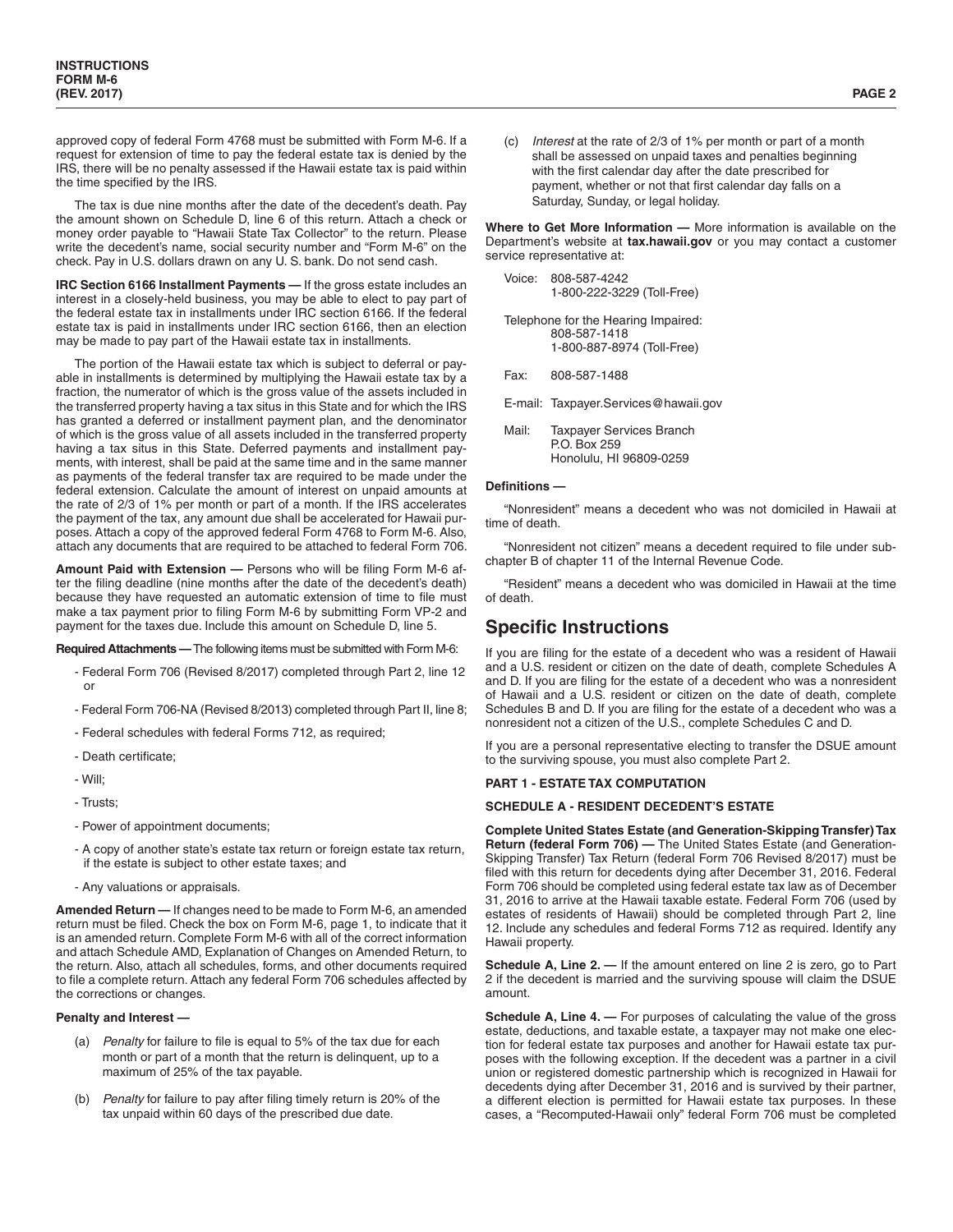approved copy of federal Form 4768 must be submitted with Form M-6. If a request for extension of time to pay the federal estate tax is denied by the IRS, there will be no penalty assessed if the Hawaii estate tax is paid within the time specified by the IRS.

The tax is due nine months after the date of the decedent's death. Pay the amount shown on Schedule D, line 6 of this return. Attach a check or money order payable to "Hawaii State Tax Collector" to the return. Please write the decedent's name, social security number and "Form M-6" on the check. Pay in U.S. dollars drawn on any U. S. bank. Do not send cash.

**IRC Section 6166 Installment Payments —** If the gross estate includes an interest in a closely-held business, you may be able to elect to pay part of the federal estate tax in installments under IRC section 6166. If the federal estate tax is paid in installments under IRC section 6166, then an election may be made to pay part of the Hawaii estate tax in installments.

The portion of the Hawaii estate tax which is subject to deferral or payable in installments is determined by multiplying the Hawaii estate tax by a fraction, the numerator of which is the gross value of the assets included in the transferred property having a tax situs in this State and for which the IRS has granted a deferred or installment payment plan, and the denominator of which is the gross value of all assets included in the transferred property having a tax situs in this State. Deferred payments and installment payments, with interest, shall be paid at the same time and in the same manner as payments of the federal transfer tax are required to be made under the federal extension. Calculate the amount of interest on unpaid amounts at the rate of 2/3 of 1% per month or part of a month. If the IRS accelerates the payment of the tax, any amount due shall be accelerated for Hawaii purposes. Attach a copy of the approved federal Form 4768 to Form M-6. Also, attach any documents that are required to be attached to federal Form 706.

**Amount Paid with Extension —** Persons who will be filing Form M-6 after the filing deadline (nine months after the date of the decedent's death) because they have requested an automatic extension of time to file must make a tax payment prior to filing Form M-6 by submitting Form VP-2 and payment for the taxes due. Include this amount on Schedule D, line 5.

**Required Attachments —** The following items must be submitted with Form M-6:

- Federal Form 706 (Revised 8/2017) completed through Part 2, line 12 or
- Federal Form 706-NA (Revised 8/2013) completed through Part II, line 8;
- Federal schedules with federal Forms 712, as required;
- Death certificate;
- Will;
- Trusts;
- Power of appointment documents;
- A copy of another state's estate tax return or foreign estate tax return, if the estate is subject to other estate taxes; and
- Any valuations or appraisals.

**Amended Return —** If changes need to be made to Form M-6, an amended return must be filed. Check the box on Form M-6, page 1, to indicate that it is an amended return. Complete Form M-6 with all of the correct information and attach Schedule AMD, Explanation of Changes on Amended Return, to the return. Also, attach all schedules, forms, and other documents required to file a complete return. Attach any federal Form 706 schedules affected by the corrections or changes.

**Penalty and Interest —**

(a) *Penalty* for failure to file is equal to 5% of the tax due for each month or part of a month that the return is delinquent, up to a maximum of 25% of the tax payable.

(b) *Penalty* for failure to pay after filing timely return is 20% of the tax unpaid within 60 days of the prescribed due date.

(c) *Interest* at the rate of 2/3 of 1% per month or part of a month shall be assessed on unpaid taxes and penalties beginning with the first calendar day after the date prescribed for payment, whether or not that first calendar day falls on a Saturday, Sunday, or legal holiday.

**Where to Get More Information —** More information is available on the Department's website at **tax.hawaii.gov** or you may contact a customer service representative at:

Voice: 808-587-4242
1-800-222-3229 (Toll-Free)

Telephone for the Hearing Impaired:
808-587-1418
1-800-887-8974 (Toll-Free)

Fax: 808-587-1488

E-mail: Taxpayer.Services@hawaii.gov

Mail: Taxpayer Services Branch
P.O. Box 259
Honolulu, HI 96809-0259

**Definitions —**

"Nonresident" means a decedent who was not domiciled in Hawaii at time of death.

"Nonresident not citizen" means a decedent required to file under subchapter B of chapter 11 of the Internal Revenue Code.

"Resident" means a decedent who was domiciled in Hawaii at the time of death.

## Specific Instructions

If you are filing for the estate of a decedent who was a resident of Hawaii and a U.S. resident or citizen on the date of death, complete Schedules A and D. If you are filing for the estate of a decedent who was a nonresident of Hawaii and a U.S. resident or citizen on the date of death, complete Schedules B and D. If you are filing for the estate of a decedent who was a nonresident not a citizen of the U.S., complete Schedules C and D.

If you are a personal representative electing to transfer the DSUE amount to the surviving spouse, you must also complete Part 2.

### PART 1 - ESTATE TAX COMPUTATION

### SCHEDULE A - RESIDENT DECEDENT'S ESTATE

**Complete United States Estate (and Generation-Skipping Transfer) Tax Return (federal Form 706) —** The United States Estate (and Generation-Skipping Transfer) Tax Return (federal Form 706 Revised 8/2017) must be filed with this return for decedents dying after December 31, 2016. Federal Form 706 should be completed using federal estate tax law as of December 31, 2016 to arrive at the Hawaii taxable estate. Federal Form 706 (used by estates of residents of Hawaii) should be completed through Part 2, line 12. Include any schedules and federal Forms 712 as required. Identify any Hawaii property.

**Schedule A, Line 2. —** If the amount entered on line 2 is zero, go to Part 2 if the decedent is married and the surviving spouse will claim the DSUE amount.

**Schedule A, Line 4. —** For purposes of calculating the value of the gross estate, deductions, and taxable estate, a taxpayer may not make one election for federal estate tax purposes and another for Hawaii estate tax purposes with the following exception. If the decedent was a partner in a civil union or registered domestic partnership which is recognized in Hawaii for decedents dying after December 31, 2016 and is survived by their partner, a different election is permitted for Hawaii estate tax purposes. In these cases, a "Recomputed-Hawaii only" federal Form 706 must be completed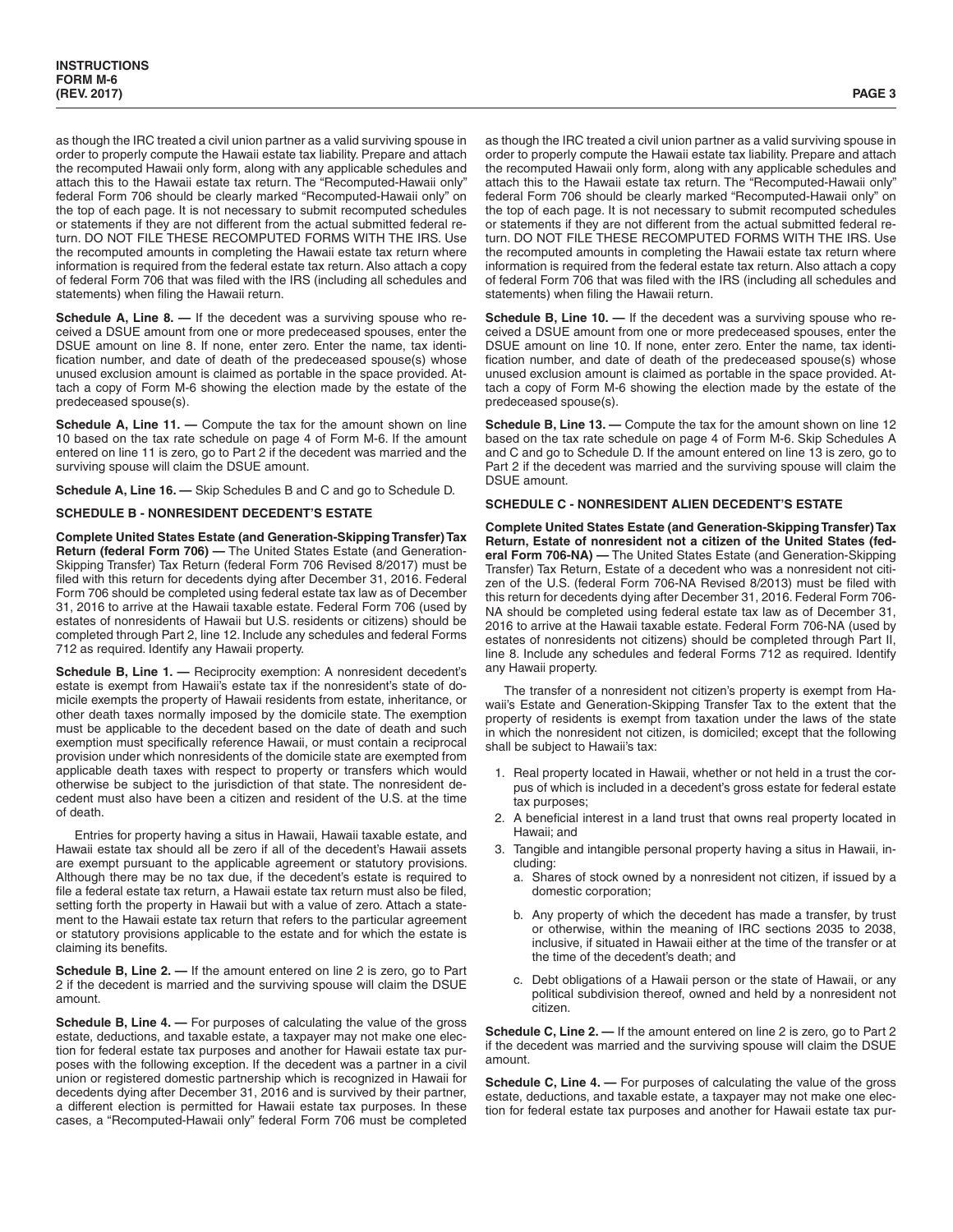as though the IRC treated a civil union partner as a valid surviving spouse in order to properly compute the Hawaii estate tax liability. Prepare and attach the recomputed Hawaii only form, along with any applicable schedules and attach this to the Hawaii estate tax return. The "Recomputed-Hawaii only" federal Form 706 should be clearly marked "Recomputed-Hawaii only" on the top of each page. It is not necessary to submit recomputed schedules or statements if they are not different from the actual submitted federal return. DO NOT FILE THESE RECOMPUTED FORMS WITH THE IRS. Use the recomputed amounts in completing the Hawaii estate tax return where information is required from the federal estate tax return. Also attach a copy of federal Form 706 that was filed with the IRS (including all schedules and statements) when filing the Hawaii return.

**Schedule A, Line 8. —** If the decedent was a surviving spouse who received a DSUE amount from one or more predeceased spouses, enter the DSUE amount on line 8. If none, enter zero. Enter the name, tax identification number, and date of death of the predeceased spouse(s) whose unused exclusion amount is claimed as portable in the space provided. Attach a copy of Form M-6 showing the election made by the estate of the predeceased spouse(s).

**Schedule A, Line 11. —** Compute the tax for the amount shown on line 10 based on the tax rate schedule on page 4 of Form M-6. If the amount entered on line 11 is zero, go to Part 2 if the decedent was married and the surviving spouse will claim the DSUE amount.

**Schedule A, Line 16. —** Skip Schedules B and C and go to Schedule D.

**SCHEDULE B - NONRESIDENT DECEDENT'S ESTATE**

**Complete United States Estate (and Generation-Skipping Transfer) Tax Return (federal Form 706) —** The United States Estate (and Generation-Skipping Transfer) Tax Return (federal Form 706 Revised 8/2017) must be filed with this return for decedents dying after December 31, 2016. Federal Form 706 should be completed using federal estate tax law as of December 31, 2016 to arrive at the Hawaii taxable estate. Federal Form 706 (used by estates of nonresidents of Hawaii but U.S. residents or citizens) should be completed through Part 2, line 12. Include any schedules and federal Forms 712 as required. Identify any Hawaii property.

**Schedule B, Line 1. —** Reciprocity exemption: A nonresident decedent's estate is exempt from Hawaii's estate tax if the nonresident's state of domicile exempts the property of Hawaii residents from estate, inheritance, or other death taxes normally imposed by the domicile state. The exemption must be applicable to the decedent based on the date of death and such exemption must specifically reference Hawaii, or must contain a reciprocal provision under which nonresidents of the domicile state are exempted from applicable death taxes with respect to property or transfers which would otherwise be subject to the jurisdiction of that state. The nonresident decedent must also have been a citizen and resident of the U.S. at the time of death.

Entries for property having a situs in Hawaii, Hawaii taxable estate, and Hawaii estate tax should all be zero if all of the decedent's Hawaii assets are exempt pursuant to the applicable agreement or statutory provisions. Although there may be no tax due, if the decedent's estate is required to file a federal estate tax return, a Hawaii estate tax return must also be filed, setting forth the property in Hawaii but with a value of zero. Attach a statement to the Hawaii estate tax return that refers to the particular agreement or statutory provisions applicable to the estate and for which the estate is claiming its benefits.

**Schedule B, Line 2. —** If the amount entered on line 2 is zero, go to Part 2 if the decedent is married and the surviving spouse will claim the DSUE amount.

**Schedule B, Line 4. —** For purposes of calculating the value of the gross estate, deductions, and taxable estate, a taxpayer may not make one election for federal estate tax purposes and another for Hawaii estate tax purposes with the following exception. If the decedent was a partner in a civil union or registered domestic partnership which is recognized in Hawaii for decedents dying after December 31, 2016 and is survived by their partner, a different election is permitted for Hawaii estate tax purposes. In these cases, a "Recomputed-Hawaii only" federal Form 706 must be completed as though the IRC treated a civil union partner as a valid surviving spouse in order to properly compute the Hawaii estate tax liability. Prepare and attach the recomputed Hawaii only form, along with any applicable schedules and attach this to the Hawaii estate tax return. The "Recomputed-Hawaii only" federal Form 706 should be clearly marked "Recomputed-Hawaii only" on the top of each page. It is not necessary to submit recomputed schedules or statements if they are not different from the actual submitted federal return. DO NOT FILE THESE RECOMPUTED FORMS WITH THE IRS. Use the recomputed amounts in completing the Hawaii estate tax return where information is required from the federal estate tax return. Also attach a copy of federal Form 706 that was filed with the IRS (including all schedules and statements) when filing the Hawaii return.

**Schedule B, Line 10. —** If the decedent was a surviving spouse who received a DSUE amount from one or more predeceased spouses, enter the DSUE amount on line 10. If none, enter zero. Enter the name, tax identification number, and date of death of the predeceased spouse(s) whose unused exclusion amount is claimed as portable in the space provided. Attach a copy of Form M-6 showing the election made by the estate of the predeceased spouse(s).

**Schedule B, Line 13. —** Compute the tax for the amount shown on line 12 based on the tax rate schedule on page 4 of Form M-6. Skip Schedules A and C and go to Schedule D. If the amount entered on line 13 is zero, go to Part 2 if the decedent was married and the surviving spouse will claim the DSUE amount.

**SCHEDULE C - NONRESIDENT ALIEN DECEDENT'S ESTATE**

**Complete United States Estate (and Generation-Skipping Transfer) Tax Return, Estate of nonresident not a citizen of the United States (federal Form 706-NA) —** The United States Estate (and Generation-Skipping Transfer) Tax Return, Estate of a decedent who was a nonresident not citizen of the U.S. (federal Form 706-NA Revised 8/2013) must be filed with this return for decedents dying after December 31, 2016. Federal Form 706-NA should be completed using federal estate tax law as of December 31, 2016 to arrive at the Hawaii taxable estate. Federal Form 706-NA (used by estates of nonresidents not citizens) should be completed through Part II, line 8. Include any schedules and federal Forms 712 as required. Identify any Hawaii property.

The transfer of a nonresident not citizen's property is exempt from Hawaii's Estate and Generation-Skipping Transfer Tax to the extent that the property of residents is exempt from taxation under the laws of the state in which the nonresident not citizen, is domiciled; except that the following shall be subject to Hawaii's tax:

1. Real property located in Hawaii, whether or not held in a trust the corpus of which is included in a decedent's gross estate for federal estate tax purposes;
2. A beneficial interest in a land trust that owns real property located in Hawaii; and
3. Tangible and intangible personal property having a situs in Hawaii, including:
   a. Shares of stock owned by a nonresident not citizen, if issued by a domestic corporation;
   b. Any property of which the decedent has made a transfer, by trust or otherwise, within the meaning of IRC sections 2035 to 2038, inclusive, if situated in Hawaii either at the time of the transfer or at the time of the decedent's death; and
   c. Debt obligations of a Hawaii person or the state of Hawaii, or any political subdivision thereof, owned and held by a nonresident not citizen.

**Schedule C, Line 2. —** If the amount entered on line 2 is zero, go to Part 2 if the decedent was married and the surviving spouse will claim the DSUE amount.

**Schedule C, Line 4. —** For purposes of calculating the value of the gross estate, deductions, and taxable estate, a taxpayer may not make one election for federal estate tax purposes and another for Hawaii estate tax pur-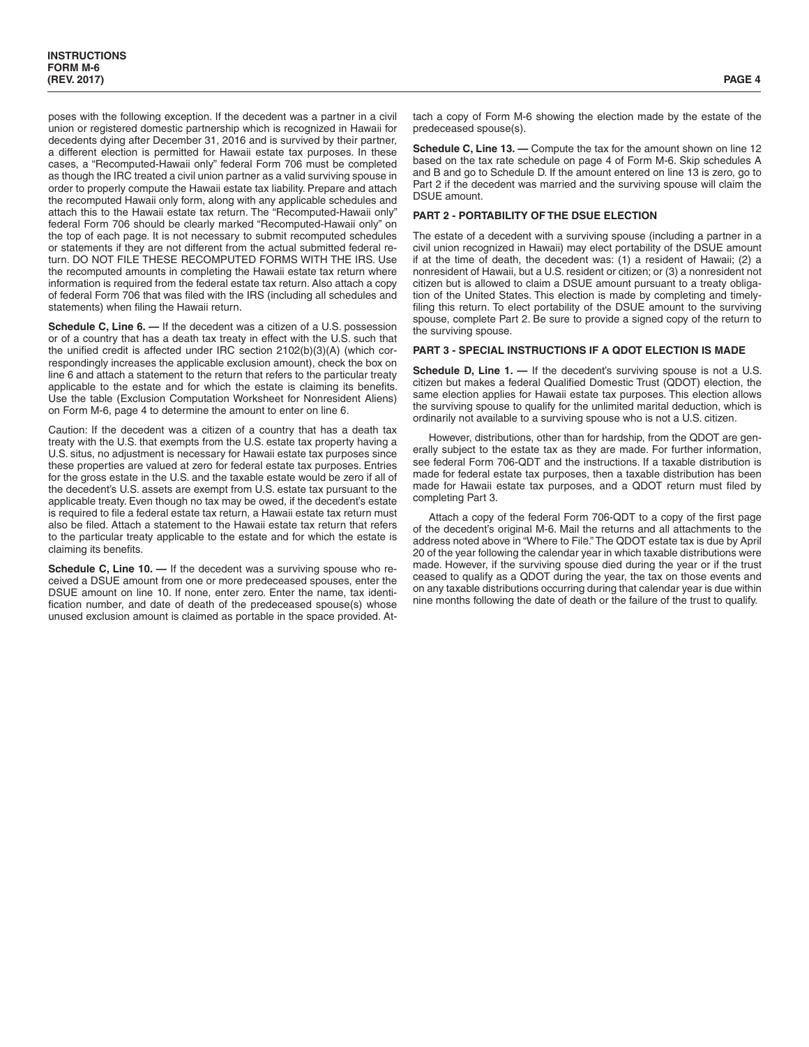poses with the following exception. If the decedent was a partner in a civil union or registered domestic partnership which is recognized in Hawaii for decedents dying after December 31, 2016 and is survived by their partner, a different election is permitted for Hawaii estate tax purposes. In these cases, a "Recomputed-Hawaii only" federal Form 706 must be completed as though the IRC treated a civil union partner as a valid surviving spouse in order to properly compute the Hawaii estate tax liability. Prepare and attach the recomputed Hawaii only form, along with any applicable schedules and attach this to the Hawaii estate tax return. The "Recomputed-Hawaii only" federal Form 706 should be clearly marked "Recomputed-Hawaii only" on the top of each page. It is not necessary to submit recomputed schedules or statements if they are not different from the actual submitted federal return. DO NOT FILE THESE RECOMPUTED FORMS WITH THE IRS. Use the recomputed amounts in completing the Hawaii estate tax return where information is required from the federal estate tax return. Also attach a copy of federal Form 706 that was filed with the IRS (including all schedules and statements) when filing the Hawaii return.

**Schedule C, Line 6. —** If the decedent was a citizen of a U.S. possession or of a country that has a death tax treaty in effect with the U.S. such that the unified credit is affected under IRC section 2102(b)(3)(A) (which correspondingly increases the applicable exclusion amount), check the box on line 6 and attach a statement to the return that refers to the particular treaty applicable to the estate and for which the estate is claiming its benefits. Use the table (Exclusion Computation Worksheet for Nonresident Aliens) on Form M-6, page 4 to determine the amount to enter on line 6.

Caution: If the decedent was a citizen of a country that has a death tax treaty with the U.S. that exempts from the U.S. estate tax property having a U.S. situs, no adjustment is necessary for Hawaii estate tax purposes since these properties are valued at zero for federal estate tax purposes. Entries for the gross estate in the U.S. and the taxable estate would be zero if all of the decedent's U.S. assets are exempt from U.S. estate tax pursuant to the applicable treaty. Even though no tax may be owed, if the decedent's estate is required to file a federal estate tax return, a Hawaii estate tax return must also be filed. Attach a statement to the Hawaii estate tax return that refers to the particular treaty applicable to the estate and for which the estate is claiming its benefits.

**Schedule C, Line 10. —** If the decedent was a surviving spouse who received a DSUE amount from one or more predeceased spouses, enter the DSUE amount on line 10. If none, enter zero. Enter the name, tax identification number, and date of death of the predeceased spouse(s) whose unused exclusion amount is claimed as portable in the space provided. Attach a copy of Form M-6 showing the election made by the estate of the predeceased spouse(s).

**Schedule C, Line 13. —** Compute the tax for the amount shown on line 12 based on the tax rate schedule on page 4 of Form M-6. Skip schedules A and B and go to Schedule D. If the amount entered on line 13 is zero, go to Part 2 if the decedent was married and the surviving spouse will claim the DSUE amount.

## PART 2 - PORTABILITY OF THE DSUE ELECTION

The estate of a decedent with a surviving spouse (including a partner in a civil union recognized in Hawaii) may elect portability of the DSUE amount if at the time of death, the decedent was: (1) a resident of Hawaii; (2) a nonresident of Hawaii, but a U.S. resident or citizen; or (3) a nonresident not citizen but is allowed to claim a DSUE amount pursuant to a treaty obligation of the United States. This election is made by completing and timely-filing this return. To elect portability of the DSUE amount to the surviving spouse, complete Part 2. Be sure to provide a signed copy of the return to the surviving spouse.

## PART 3 - SPECIAL INSTRUCTIONS IF A QDOT ELECTION IS MADE

**Schedule D, Line 1. —** If the decedent's surviving spouse is not a U.S. citizen but makes a federal Qualified Domestic Trust (QDOT) election, the same election applies for Hawaii estate tax purposes. This election allows the surviving spouse to qualify for the unlimited marital deduction, which is ordinarily not available to a surviving spouse who is not a U.S. citizen.

However, distributions, other than for hardship, from the QDOT are generally subject to the estate tax as they are made. For further information, see federal Form 706-QDT and the instructions. If a taxable distribution is made for federal estate tax purposes, then a taxable distribution has been made for Hawaii estate tax purposes, and a QDOT return must filed by completing Part 3.

Attach a copy of the federal Form 706-QDT to a copy of the first page of the decedent's original M-6. Mail the returns and all attachments to the address noted above in "Where to File." The QDOT estate tax is due by April 20 of the year following the calendar year in which taxable distributions were made. However, if the surviving spouse died during the year or if the trust ceased to qualify as a QDOT during the year, the tax on those events and on any taxable distributions occurring during that calendar year is due within nine months following the date of death or the failure of the trust to qualify.